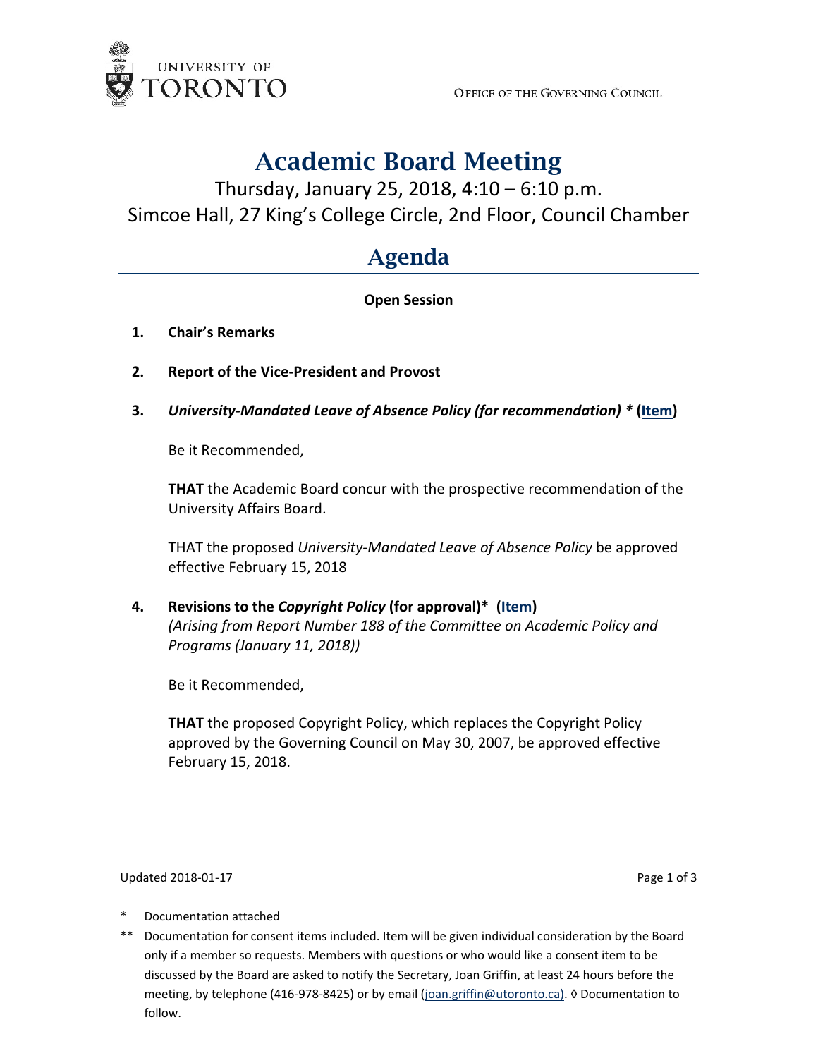UNIVERSITY OF TORONTO

OFFICE OF THE GOVERNING COUNCIL

# Academic Board Meeting

Thursday, January 25, 2018, 4:10 – 6:10 p.m.
Simcoe Hall, 27 King's College Circle, 2nd Floor, Council Chamber

## Agenda

**Open Session**

1. **Chair's Remarks**

2. **Report of the Vice-President and Provost**

3. ***University-Mandated Leave of Absence Policy (for recommendation) \** (Item)**

   Be it Recommended,

   **THAT** the Academic Board concur with the prospective recommendation of the University Affairs Board.

   THAT the proposed *University-Mandated Leave of Absence Policy* be approved effective February 15, 2018

4. **Revisions to the *Copyright Policy* (for approval)\* (Item)**
   *(Arising from Report Number 188 of the Committee on Academic Policy and Programs (January 11, 2018))*

   Be it Recommended,

   **THAT** the proposed Copyright Policy, which replaces the Copyright Policy approved by the Governing Council on May 30, 2007, be approved effective February 15, 2018.

Updated 2018-01-17

\* Documentation attached

\*\* Documentation for consent items included. Item will be given individual consideration by the Board only if a member so requests. Members with questions or who would like a consent item to be discussed by the Board are asked to notify the Secretary, Joan Griffin, at least 24 hours before the meeting, by telephone (416-978-8425) or by email (joan.griffin@utoronto.ca). ◊ Documentation to follow.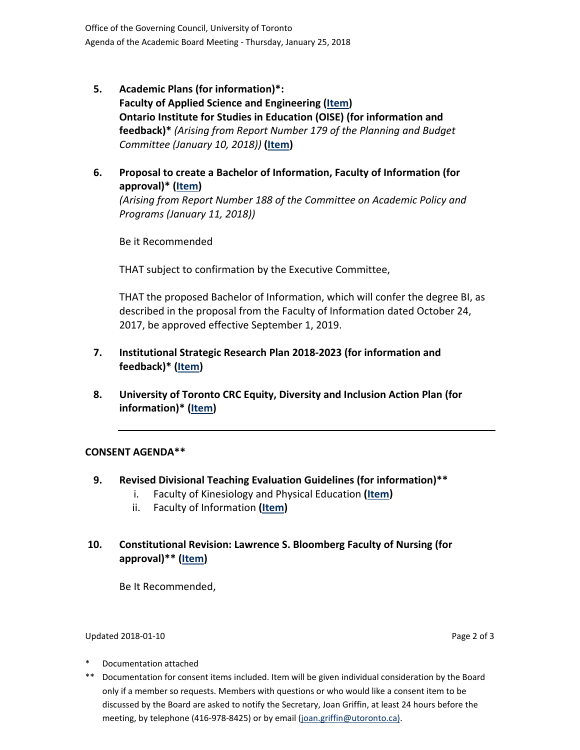5. **Academic Plans (for information)\*:**
   **Faculty of Applied Science and Engineering (Item)**
   **Ontario Institute for Studies in Education (OISE) (for information and feedback)\*** *(Arising from Report Number 179 of the Planning and Budget Committee (January 10, 2018))* **(Item)**

6. **Proposal to create a Bachelor of Information, Faculty of Information (for approval)\* (Item)**
   *(Arising from Report Number 188 of the Committee on Academic Policy and Programs (January 11, 2018))*

   Be it Recommended

   THAT subject to confirmation by the Executive Committee,

   THAT the proposed Bachelor of Information, which will confer the degree BI, as described in the proposal from the Faculty of Information dated October 24, 2017, be approved effective September 1, 2019.

7. **Institutional Strategic Research Plan 2018-2023 (for information and feedback)\* (Item)**

8. **University of Toronto CRC Equity, Diversity and Inclusion Action Plan (for information)\* (Item)**

---

**CONSENT AGENDA\*\***

9. **Revised Divisional Teaching Evaluation Guidelines (for information)\*\***
   i. Faculty of Kinesiology and Physical Education **(Item)**
   ii. Faculty of Information **(Item)**

10. **Constitutional Revision: Lawrence S. Bloomberg Faculty of Nursing (for approval)\*\* (Item)**

    Be It Recommended,

Updated 2018-01-10

\* Documentation attached

\*\* Documentation for consent items included. Item will be given individual consideration by the Board only if a member so requests. Members with questions or who would like a consent item to be discussed by the Board are asked to notify the Secretary, Joan Griffin, at least 24 hours before the meeting, by telephone (416-978-8425) or by email (joan.griffin@utoronto.ca).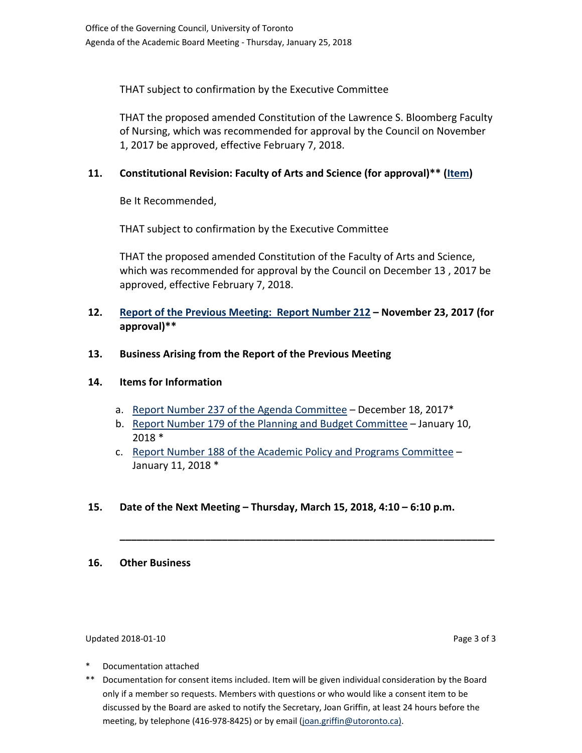THAT subject to confirmation by the Executive Committee

THAT the proposed amended Constitution of the Lawrence S. Bloomberg Faculty of Nursing, which was recommended for approval by the Council on November 1, 2017 be approved, effective February 7, 2018.

**11. Constitutional Revision: Faculty of Arts and Science (for approval)** (Item)**

Be It Recommended,

THAT subject to confirmation by the Executive Committee

THAT the proposed amended Constitution of the Faculty of Arts and Science, which was recommended for approval by the Council on December 13 , 2017 be approved, effective February 7, 2018.

**12. Report of the Previous Meeting: Report Number 212 – November 23, 2017 (for approval)****

**13. Business Arising from the Report of the Previous Meeting**

**14. Items for Information**

a. Report Number 237 of the Agenda Committee – December 18, 2017*
b. Report Number 179 of the Planning and Budget Committee – January 10, 2018 *
c. Report Number 188 of the Academic Policy and Programs Committee – January 11, 2018 *

**15. Date of the Next Meeting – Thursday, March 15, 2018, 4:10 – 6:10 p.m.**

---

**16. Other Business**

Updated 2018-01-10

\* Documentation attached

** Documentation for consent items included. Item will be given individual consideration by the Board only if a member so requests. Members with questions or who would like a consent item to be discussed by the Board are asked to notify the Secretary, Joan Griffin, at least 24 hours before the meeting, by telephone (416-978-8425) or by email (joan.griffin@utoronto.ca).